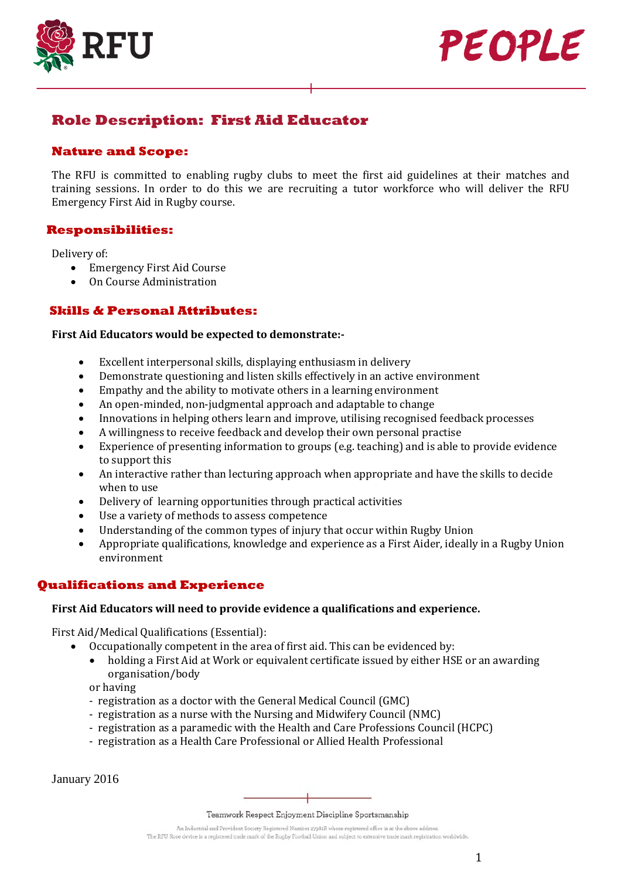# Role Description: First Aid Educator

## Nature and Scope:

The RFU is committed to enabling rugby clubs to meet the first aid guidelines at their matches and training sessions. In order to do this we are recruiting a tutor workforce who will deliver the RFU Emergency First Aid in Rugby course.

## Responsibilities:

Delivery of:

- Emergency First Aid Course
- On Course Administration

## Skills & Personal Attributes:

**First Aid Educators would be expected to demonstrate:-**

- Excellent interpersonal skills, displaying enthusiasm in delivery
- Demonstrate questioning and listen skills effectively in an active environment
- Empathy and the ability to motivate others in a learning environment
- An open-minded, non-judgmental approach and adaptable to change
- Innovations in helping others learn and improve, utilising recognised feedback processes
- A willingness to receive feedback and develop their own personal practise
- Experience of presenting information to groups (e.g. teaching) and is able to provide evidence to support this
- An interactive rather than lecturing approach when appropriate and have the skills to decide when to use
- Delivery of learning opportunities through practical activities
- Use a variety of methods to assess competence
- Understanding of the common types of injury that occur within Rugby Union
- Appropriate qualifications, knowledge and experience as a First Aider, ideally in a Rugby Union environment

## Qualifications and Experience

**First Aid Educators will need to provide evidence a qualifications and experience.**

First Aid/Medical Qualifications (Essential):

- Occupationally competent in the area of first aid. This can be evidenced by:
  - holding a First Aid at Work or equivalent certificate issued by either HSE or an awarding organisation/body

  or having
  - registration as a doctor with the General Medical Council (GMC)
  - registration as a nurse with the Nursing and Midwifery Council (NMC)
  - registration as a paramedic with the Health and Care Professions Council (HCPC)
  - registration as a Health Care Professional or Allied Health Professional

January 2016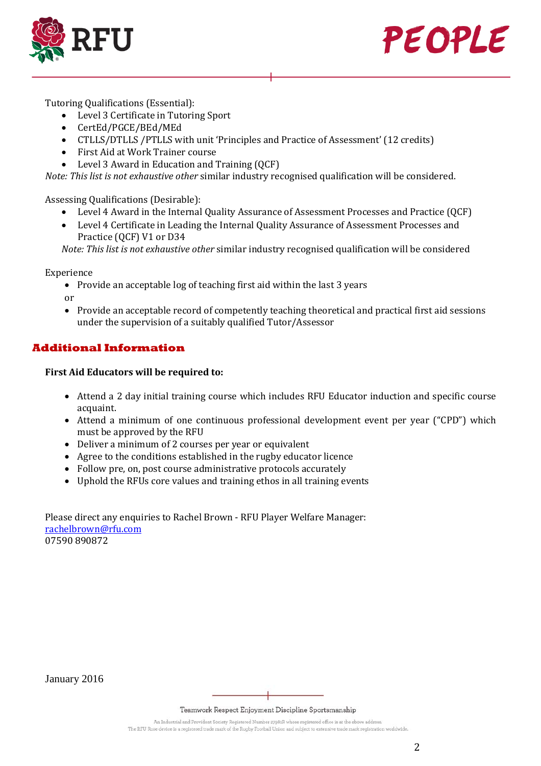Tutoring Qualifications (Essential):

- Level 3 Certificate in Tutoring Sport
- CertEd/PGCE/BEd/MEd
- CTLLS/DTLLS /PTLLS with unit 'Principles and Practice of Assessment' (12 credits)
- First Aid at Work Trainer course
- Level 3 Award in Education and Training (QCF)

*Note: This list is not exhaustive other* similar industry recognised qualification will be considered.

Assessing Qualifications (Desirable):

- Level 4 Award in the Internal Quality Assurance of Assessment Processes and Practice (QCF)
- Level 4 Certificate in Leading the Internal Quality Assurance of Assessment Processes and Practice (QCF) V1 or D34

*Note: This list is not exhaustive other* similar industry recognised qualification will be considered

Experience

- Provide an acceptable log of teaching first aid within the last 3 years

or

- Provide an acceptable record of competently teaching theoretical and practical first aid sessions under the supervision of a suitably qualified Tutor/Assessor

## Additional Information

**First Aid Educators will be required to:**

- Attend a 2 day initial training course which includes RFU Educator induction and specific course acquaint.
- Attend a minimum of one continuous professional development event per year ("CPD") which must be approved by the RFU
- Deliver a minimum of 2 courses per year or equivalent
- Agree to the conditions established in the rugby educator licence
- Follow pre, on, post course administrative protocols accurately
- Uphold the RFUs core values and training ethos in all training events

Please direct any enquiries to Rachel Brown - RFU Player Welfare Manager:
rachelbrown@rfu.com
07590 890872

January 2016